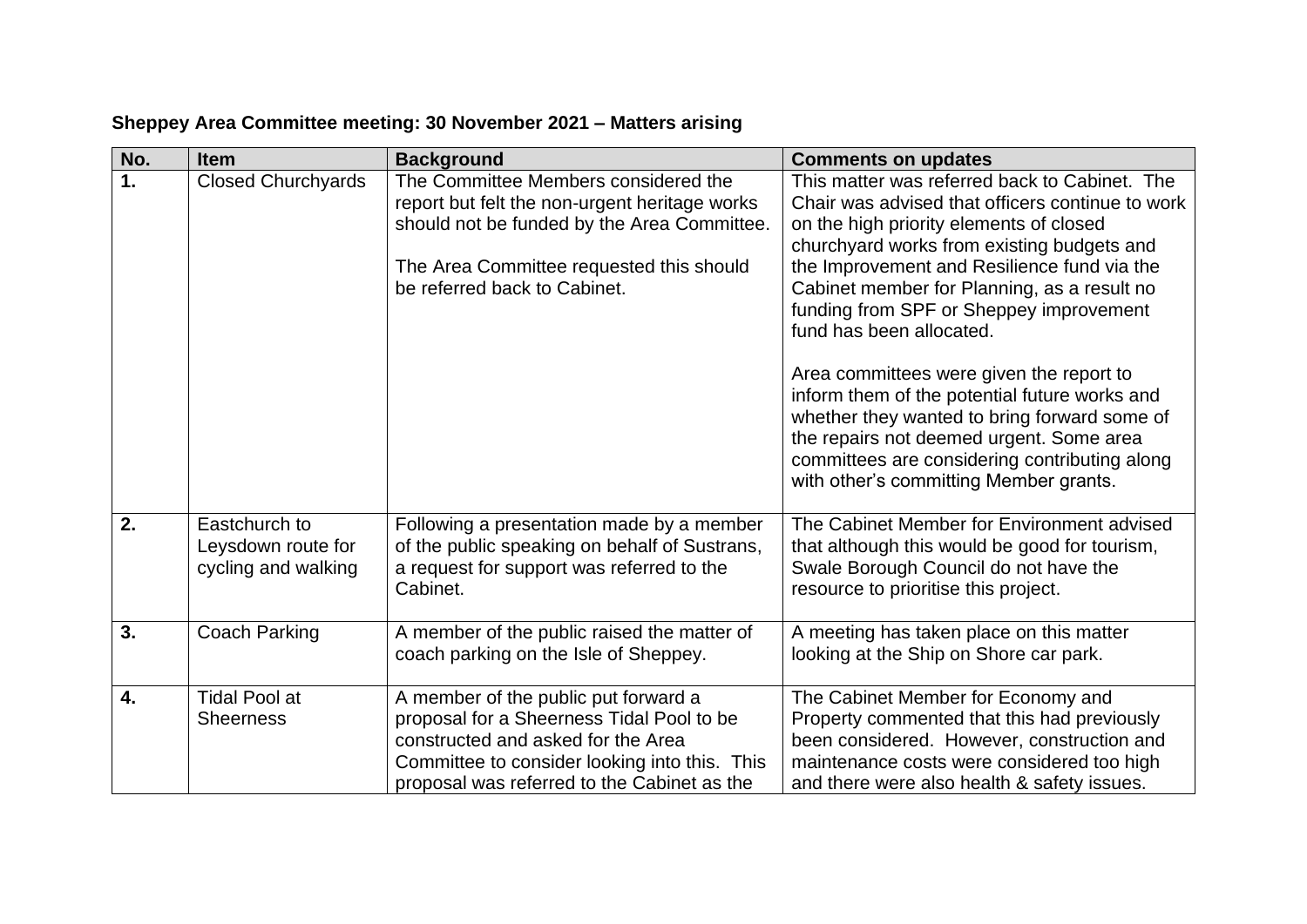**Sheppey Area Committee meeting: 30 November 2021 – Matters arising**

| No. | Item | Background | Comments on updates |
|---|---|---|---|
| **1.** | Closed Churchyards | The Committee Members considered the report but felt the non-urgent heritage works should not be funded by the Area Committee.<br><br>The Area Committee requested this should be referred back to Cabinet. | This matter was referred back to Cabinet. The Chair was advised that officers continue to work on the high priority elements of closed churchyard works from existing budgets and the Improvement and Resilience fund via the Cabinet member for Planning, as a result no funding from SPF or Sheppey improvement fund has been allocated.<br><br>Area committees were given the report to inform them of the potential future works and whether they wanted to bring forward some of the repairs not deemed urgent. Some area committees are considering contributing along with other's committing Member grants. |
| **2.** | Eastchurch to Leysdown route for cycling and walking | Following a presentation made by a member of the public speaking on behalf of Sustrans, a request for support was referred to the Cabinet. | The Cabinet Member for Environment advised that although this would be good for tourism, Swale Borough Council do not have the resource to prioritise this project. |
| **3.** | Coach Parking | A member of the public raised the matter of coach parking on the Isle of Sheppey. | A meeting has taken place on this matter looking at the Ship on Shore car park. |
| **4.** | Tidal Pool at Sheerness | A member of the public put forward a proposal for a Sheerness Tidal Pool to be constructed and asked for the Area Committee to consider looking into this. This proposal was referred to the Cabinet as the | The Cabinet Member for Economy and Property commented that this had previously been considered. However, construction and maintenance costs were considered too high and there were also health & safety issues. |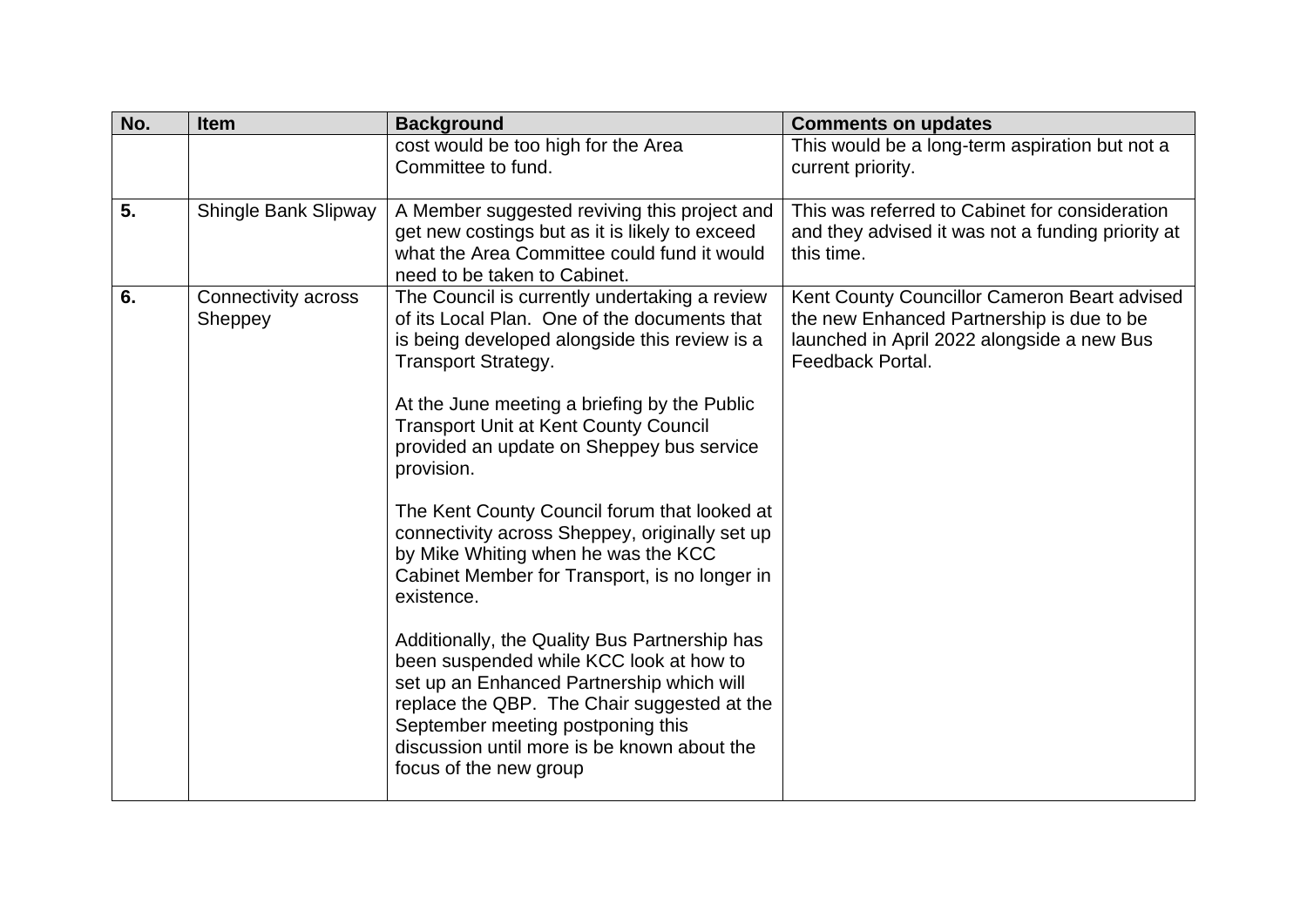| No. | Item | Background | Comments on updates |
|---|---|---|---|
| | | cost would be too high for the Area Committee to fund. | This would be a long-term aspiration but not a current priority. |
| **5.** | Shingle Bank Slipway | A Member suggested reviving this project and get new costings but as it is likely to exceed what the Area Committee could fund it would need to be taken to Cabinet. | This was referred to Cabinet for consideration and they advised it was not a funding priority at this time. |
| **6.** | Connectivity across Sheppey | The Council is currently undertaking a review of its Local Plan. One of the documents that is being developed alongside this review is a Transport Strategy.<br><br>At the June meeting a briefing by the Public Transport Unit at Kent County Council provided an update on Sheppey bus service provision.<br><br>The Kent County Council forum that looked at connectivity across Sheppey, originally set up by Mike Whiting when he was the KCC Cabinet Member for Transport, is no longer in existence.<br><br>Additionally, the Quality Bus Partnership has been suspended while KCC look at how to set up an Enhanced Partnership which will replace the QBP. The Chair suggested at the September meeting postponing this discussion until more is be known about the focus of the new group | Kent County Councillor Cameron Beart advised the new Enhanced Partnership is due to be launched in April 2022 alongside a new Bus Feedback Portal. |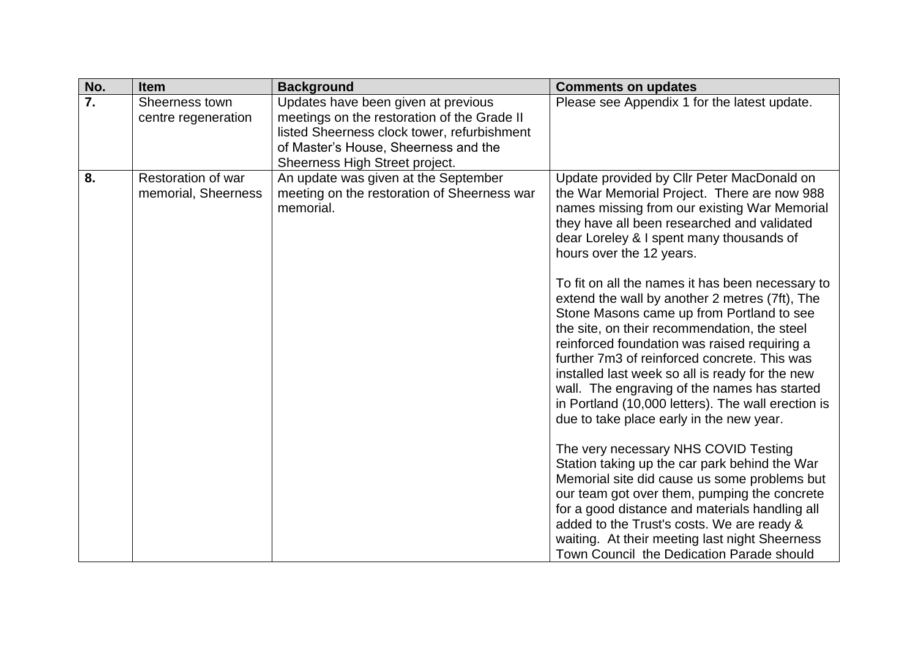| No. | Item | Background | Comments on updates |
|---|---|---|---|
| **7.** | Sheerness town centre regeneration | Updates have been given at previous meetings on the restoration of the Grade II listed Sheerness clock tower, refurbishment of Master's House, Sheerness and the Sheerness High Street project. | Please see Appendix 1 for the latest update. |
| **8.** | Restoration of war memorial, Sheerness | An update was given at the September meeting on the restoration of Sheerness war memorial. | Update provided by Cllr Peter MacDonald on the War Memorial Project. There are now 988 names missing from our existing War Memorial they have all been researched and validated dear Loreley & I spent many thousands of hours over the 12 years.<br><br>To fit on all the names it has been necessary to extend the wall by another 2 metres (7ft), The Stone Masons came up from Portland to see the site, on their recommendation, the steel reinforced foundation was raised requiring a further 7m3 of reinforced concrete. This was installed last week so all is ready for the new wall. The engraving of the names has started in Portland (10,000 letters). The wall erection is due to take place early in the new year.<br><br>The very necessary NHS COVID Testing Station taking up the car park behind the War Memorial site did cause us some problems but our team got over them, pumping the concrete for a good distance and materials handling all added to the Trust's costs. We are ready & waiting. At their meeting last night Sheerness Town Council the Dedication Parade should |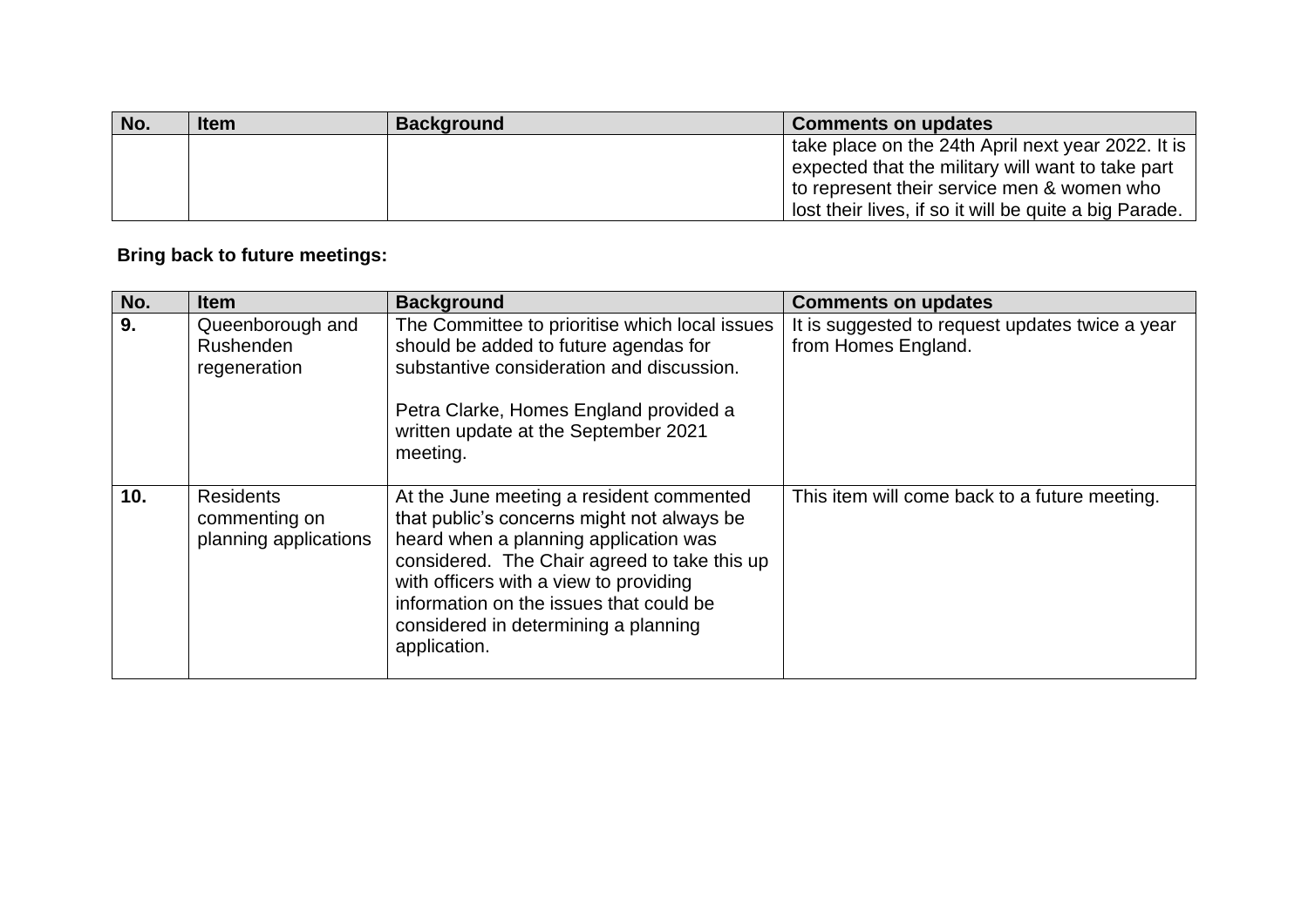| No. | Item | Background | Comments on updates |
|---|---|---|---|
| | | | take place on the 24th April next year 2022. It is expected that the military will want to take part to represent their service men & women who lost their lives, if so it will be quite a big Parade. |

**Bring back to future meetings:**

| No. | Item | Background | Comments on updates |
|---|---|---|---|
| **9.** | Queenborough and Rushenden regeneration | The Committee to prioritise which local issues should be added to future agendas for substantive consideration and discussion.<br><br>Petra Clarke, Homes England provided a written update at the September 2021 meeting. | It is suggested to request updates twice a year from Homes England. |
| **10.** | Residents commenting on planning applications | At the June meeting a resident commented that public's concerns might not always be heard when a planning application was considered. The Chair agreed to take this up with officers with a view to providing information on the issues that could be considered in determining a planning application. | This item will come back to a future meeting. |